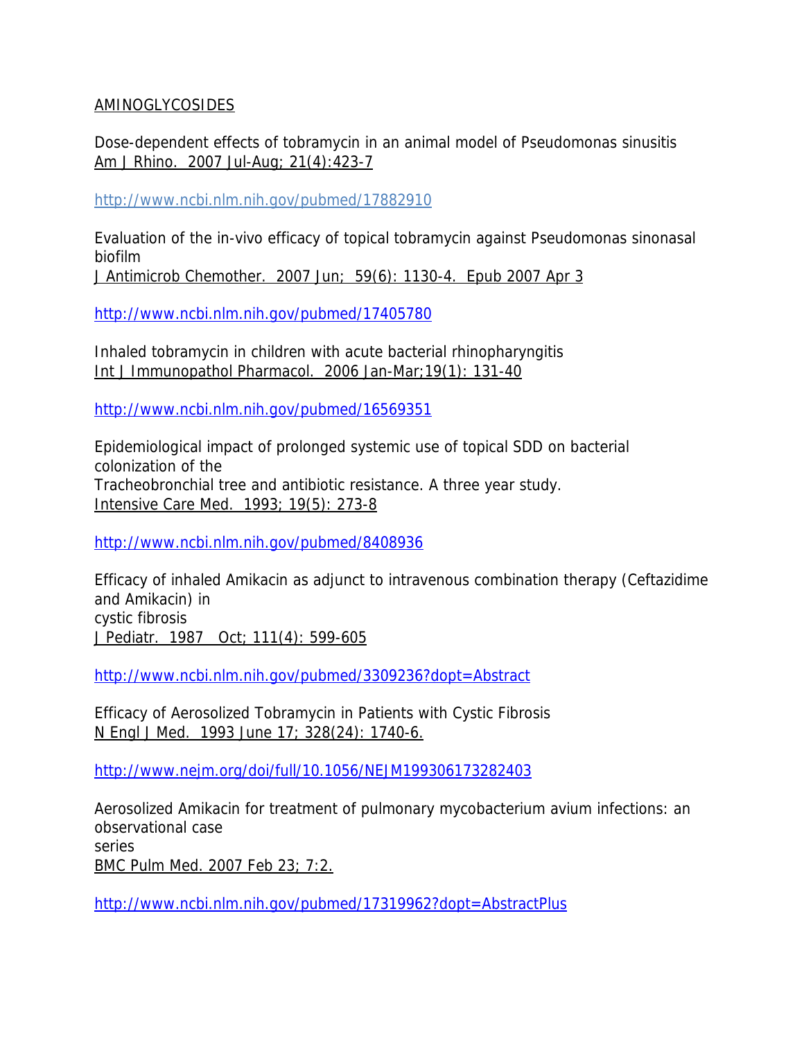AMINOGLYCOSIDES

Dose-dependent effects of tobramycin in an animal model of Pseudomonas sinusitis
Am J Rhino. 2007 Jul-Aug; 21(4):423-7

http://www.ncbi.nlm.nih.gov/pubmed/17882910

Evaluation of the in-vivo efficacy of topical tobramycin against Pseudomonas sinonasal biofilm
J Antimicrob Chemother. 2007 Jun; 59(6): 1130-4. Epub 2007 Apr 3

http://www.ncbi.nlm.nih.gov/pubmed/17405780

Inhaled tobramycin in children with acute bacterial rhinopharyngitis
Int J Immunopathol Pharmacol. 2006 Jan-Mar;19(1): 131-40

http://www.ncbi.nlm.nih.gov/pubmed/16569351

Epidemiological impact of prolonged systemic use of topical SDD on bacterial colonization of the
Tracheobronchial tree and antibiotic resistance. A three year study.
Intensive Care Med. 1993; 19(5): 273-8

http://www.ncbi.nlm.nih.gov/pubmed/8408936

Efficacy of inhaled Amikacin as adjunct to intravenous combination therapy (Ceftazidime and Amikacin) in
cystic fibrosis
J Pediatr. 1987 Oct; 111(4): 599-605

http://www.ncbi.nlm.nih.gov/pubmed/3309236?dopt=Abstract

Efficacy of Aerosolized Tobramycin in Patients with Cystic Fibrosis
N Engl J Med. 1993 June 17; 328(24): 1740-6.

http://www.nejm.org/doi/full/10.1056/NEJM199306173282403

Aerosolized Amikacin for treatment of pulmonary mycobacterium avium infections: an observational case
series
BMC Pulm Med. 2007 Feb 23; 7:2.

http://www.ncbi.nlm.nih.gov/pubmed/17319962?dopt=AbstractPlus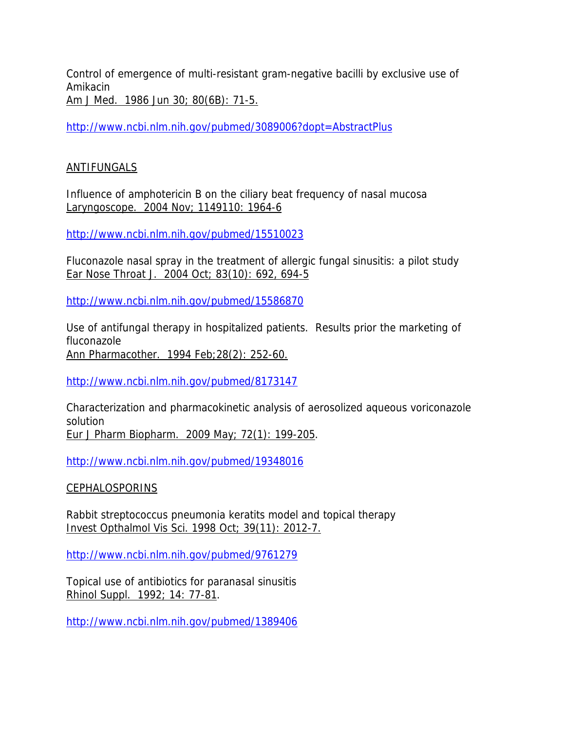Control of emergence of multi-resistant gram-negative bacilli by exclusive use of Amikacin
Am J Med. 1986 Jun 30; 80(6B): 71-5.

http://www.ncbi.nlm.nih.gov/pubmed/3089006?dopt=AbstractPlus

ANTIFUNGALS

Influence of amphotericin B on the ciliary beat frequency of nasal mucosa
Laryngoscope. 2004 Nov; 1149110: 1964-6

http://www.ncbi.nlm.nih.gov/pubmed/15510023

Fluconazole nasal spray in the treatment of allergic fungal sinusitis: a pilot study
Ear Nose Throat J. 2004 Oct; 83(10): 692, 694-5

http://www.ncbi.nlm.nih.gov/pubmed/15586870

Use of antifungal therapy in hospitalized patients. Results prior the marketing of fluconazole
Ann Pharmacother. 1994 Feb;28(2): 252-60.

http://www.ncbi.nlm.nih.gov/pubmed/8173147

Characterization and pharmacokinetic analysis of aerosolized aqueous voriconazole solution
Eur J Pharm Biopharm. 2009 May; 72(1): 199-205.

http://www.ncbi.nlm.nih.gov/pubmed/19348016

CEPHALOSPORINS

Rabbit streptococcus pneumonia keratits model and topical therapy
Invest Opthalmol Vis Sci. 1998 Oct; 39(11): 2012-7.

http://www.ncbi.nlm.nih.gov/pubmed/9761279

Topical use of antibiotics for paranasal sinusitis
Rhinol Suppl. 1992; 14: 77-81.

http://www.ncbi.nlm.nih.gov/pubmed/1389406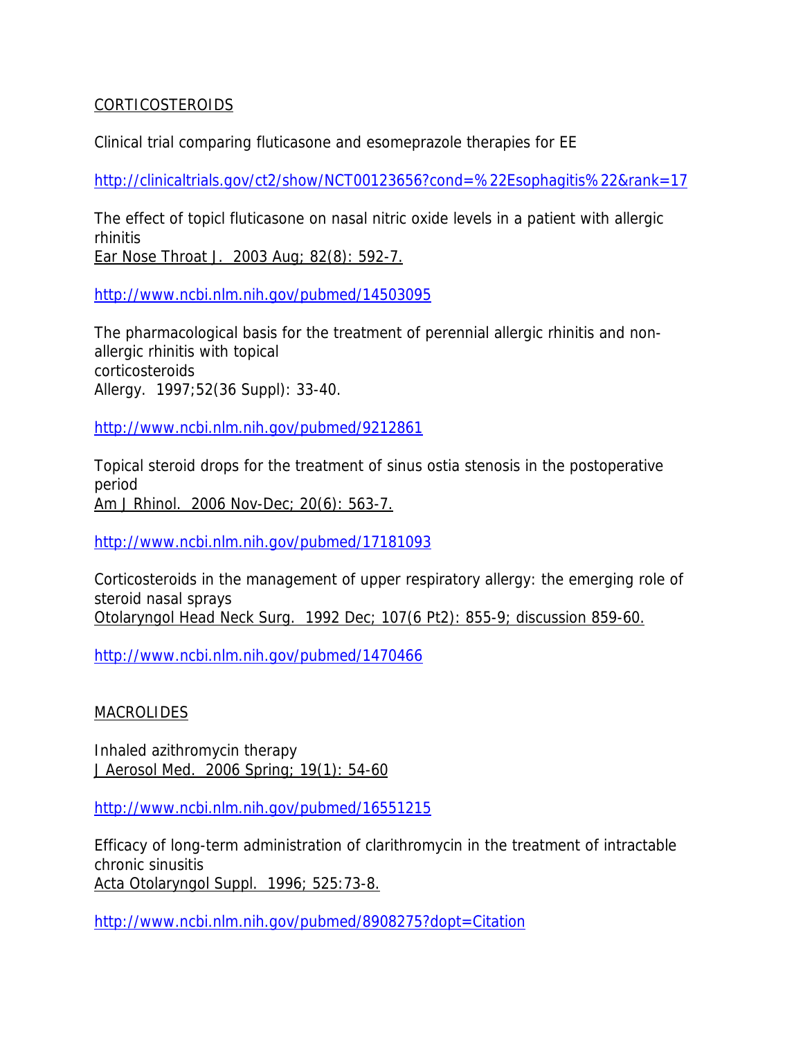CORTICOSTEROIDS

Clinical trial comparing fluticasone and esomeprazole therapies for EE

http://clinicaltrials.gov/ct2/show/NCT00123656?cond=%22Esophagitis%22&rank=17

The effect of topicl fluticasone on nasal nitric oxide levels in a patient with allergic rhinitis
Ear Nose Throat J. 2003 Aug; 82(8): 592-7.

http://www.ncbi.nlm.nih.gov/pubmed/14503095

The pharmacological basis for the treatment of perennial allergic rhinitis and non-allergic rhinitis with topical
corticosteroids
Allergy. 1997;52(36 Suppl): 33-40.

http://www.ncbi.nlm.nih.gov/pubmed/9212861

Topical steroid drops for the treatment of sinus ostia stenosis in the postoperative period
Am J Rhinol. 2006 Nov-Dec; 20(6): 563-7.

http://www.ncbi.nlm.nih.gov/pubmed/17181093

Corticosteroids in the management of upper respiratory allergy: the emerging role of steroid nasal sprays
Otolaryngol Head Neck Surg. 1992 Dec; 107(6 Pt2): 855-9; discussion 859-60.

http://www.ncbi.nlm.nih.gov/pubmed/1470466

MACROLIDES

Inhaled azithromycin therapy
J Aerosol Med. 2006 Spring; 19(1): 54-60

http://www.ncbi.nlm.nih.gov/pubmed/16551215

Efficacy of long-term administration of clarithromycin in the treatment of intractable chronic sinusitis
Acta Otolaryngol Suppl. 1996; 525:73-8.

http://www.ncbi.nlm.nih.gov/pubmed/8908275?dopt=Citation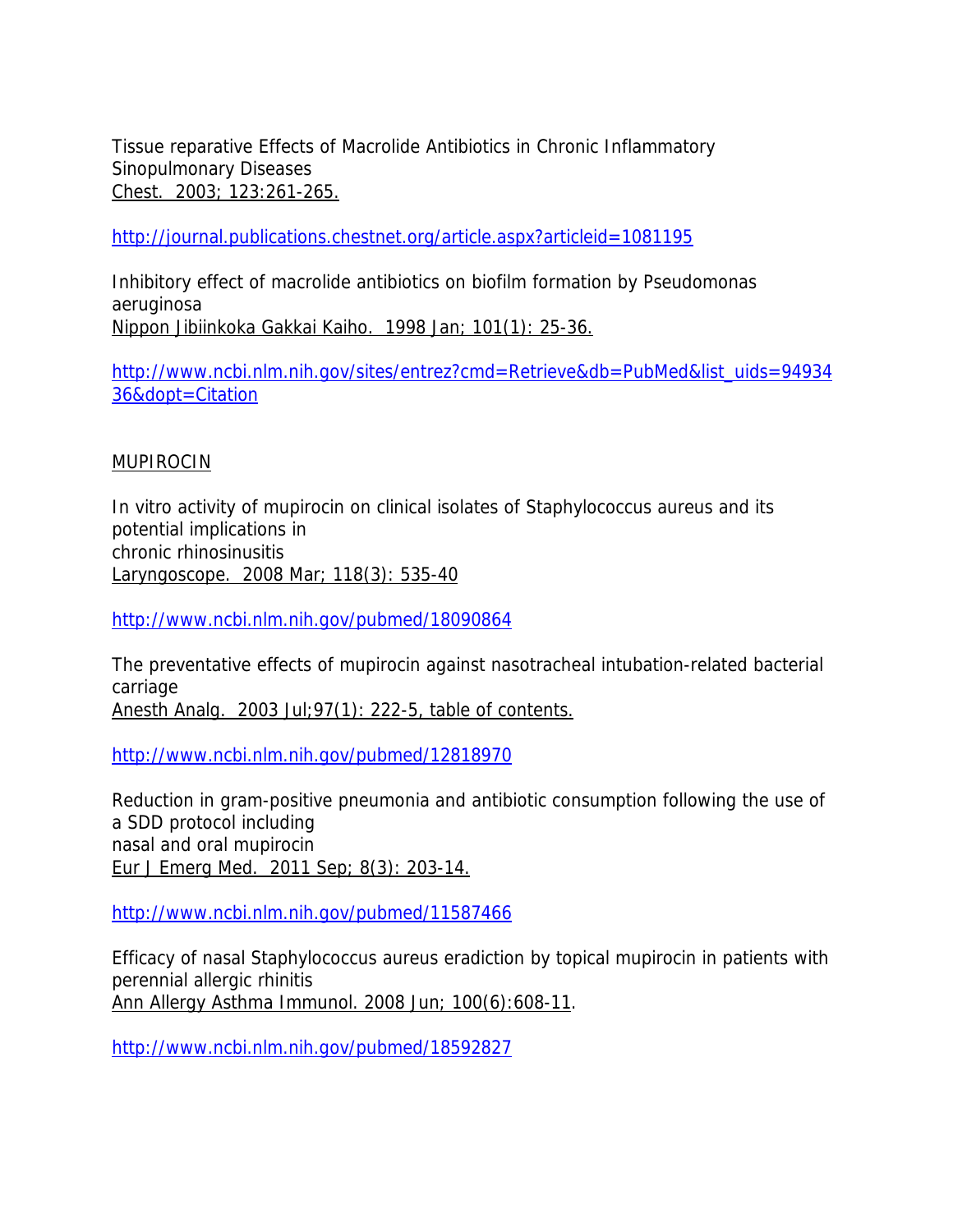Tissue reparative Effects of Macrolide Antibiotics in Chronic Inflammatory Sinopulmonary Diseases
Chest. 2003; 123:261-265.

http://journal.publications.chestnet.org/article.aspx?articleid=1081195

Inhibitory effect of macrolide antibiotics on biofilm formation by Pseudomonas aeruginosa
Nippon Jibiinkoka Gakkai Kaiho. 1998 Jan; 101(1): 25-36.

http://www.ncbi.nlm.nih.gov/sites/entrez?cmd=Retrieve&db=PubMed&list_uids=9493436&dopt=Citation

MUPIROCIN

In vitro activity of mupirocin on clinical isolates of Staphylococcus aureus and its potential implications in
chronic rhinosinusitis
Laryngoscope. 2008 Mar; 118(3): 535-40

http://www.ncbi.nlm.nih.gov/pubmed/18090864

The preventative effects of mupirocin against nasotracheal intubation-related bacterial carriage
Anesth Analg. 2003 Jul;97(1): 222-5, table of contents.

http://www.ncbi.nlm.nih.gov/pubmed/12818970

Reduction in gram-positive pneumonia and antibiotic consumption following the use of a SDD protocol including
nasal and oral mupirocin
Eur J Emerg Med. 2011 Sep; 8(3): 203-14.

http://www.ncbi.nlm.nih.gov/pubmed/11587466

Efficacy of nasal Staphylococcus aureus eradiction by topical mupirocin in patients with perennial allergic rhinitis
Ann Allergy Asthma Immunol. 2008 Jun; 100(6):608-11.

http://www.ncbi.nlm.nih.gov/pubmed/18592827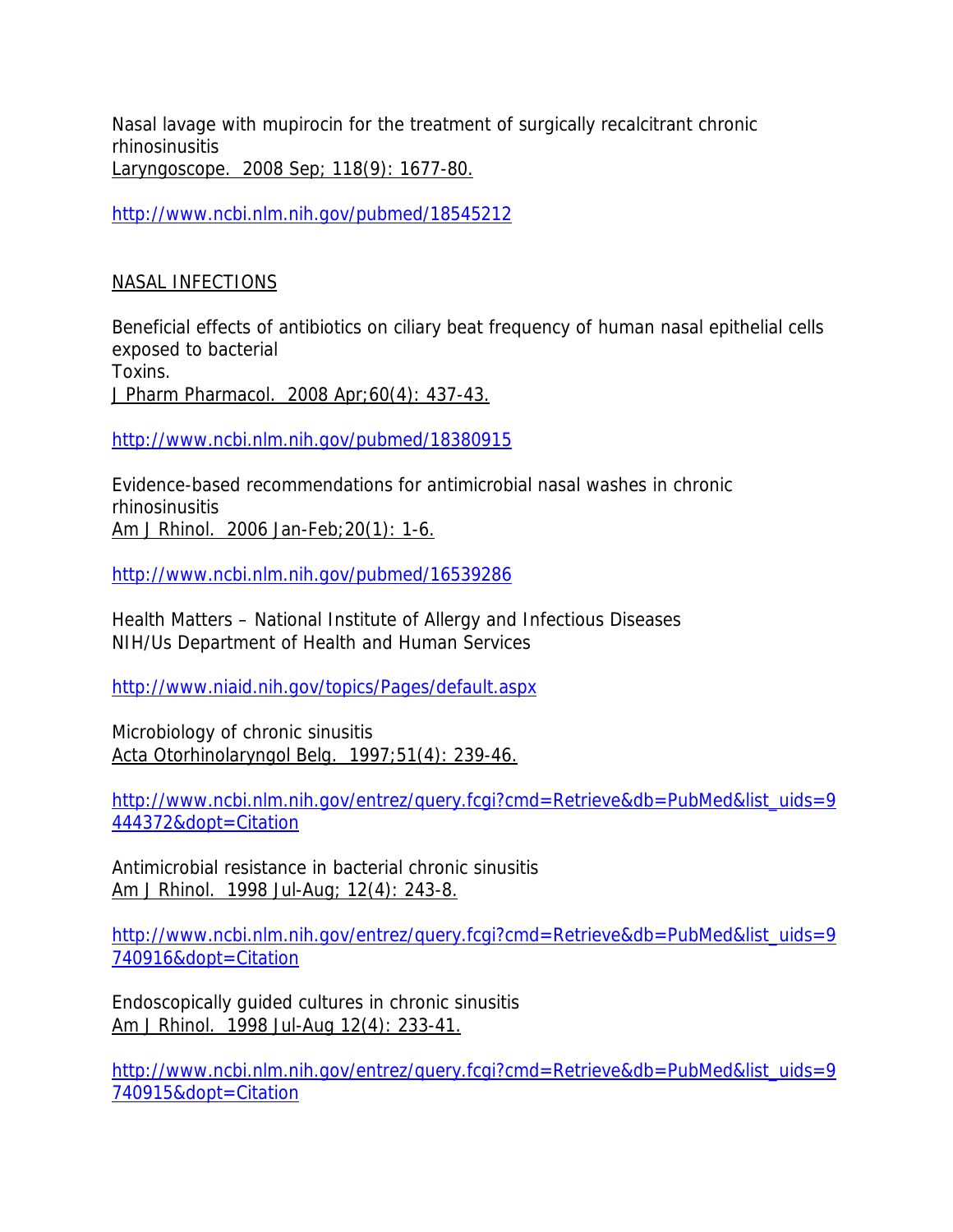Nasal lavage with mupirocin for the treatment of surgically recalcitrant chronic rhinosinusitis
Laryngoscope. 2008 Sep; 118(9): 1677-80.

http://www.ncbi.nlm.nih.gov/pubmed/18545212

## NASAL INFECTIONS

Beneficial effects of antibiotics on ciliary beat frequency of human nasal epithelial cells exposed to bacterial
Toxins.
J Pharm Pharmacol. 2008 Apr;60(4): 437-43.

http://www.ncbi.nlm.nih.gov/pubmed/18380915

Evidence-based recommendations for antimicrobial nasal washes in chronic rhinosinusitis
Am J Rhinol. 2006 Jan-Feb;20(1): 1-6.

http://www.ncbi.nlm.nih.gov/pubmed/16539286

Health Matters – National Institute of Allergy and Infectious Diseases
NIH/Us Department of Health and Human Services

http://www.niaid.nih.gov/topics/Pages/default.aspx

Microbiology of chronic sinusitis
Acta Otorhinolaryngol Belg. 1997;51(4): 239-46.

http://www.ncbi.nlm.nih.gov/entrez/query.fcgi?cmd=Retrieve&db=PubMed&list_uids=9444372&dopt=Citation

Antimicrobial resistance in bacterial chronic sinusitis
Am J Rhinol. 1998 Jul-Aug; 12(4): 243-8.

http://www.ncbi.nlm.nih.gov/entrez/query.fcgi?cmd=Retrieve&db=PubMed&list_uids=9740916&dopt=Citation

Endoscopically guided cultures in chronic sinusitis
Am J Rhinol. 1998 Jul-Aug 12(4): 233-41.

http://www.ncbi.nlm.nih.gov/entrez/query.fcgi?cmd=Retrieve&db=PubMed&list_uids=9740915&dopt=Citation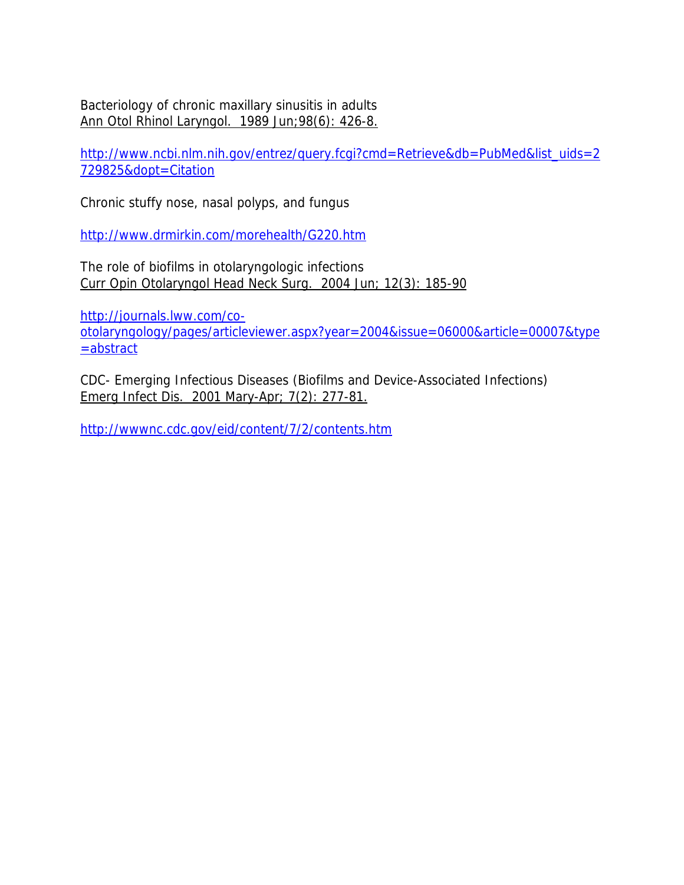Bacteriology of chronic maxillary sinusitis in adults
Ann Otol Rhinol Laryngol. 1989 Jun;98(6): 426-8.

http://www.ncbi.nlm.nih.gov/entrez/query.fcgi?cmd=Retrieve&db=PubMed&list_uids=2729825&dopt=Citation

Chronic stuffy nose, nasal polyps, and fungus

http://www.drmirkin.com/morehealth/G220.htm

The role of biofilms in otolaryngologic infections
Curr Opin Otolaryngol Head Neck Surg. 2004 Jun; 12(3): 185-90

http://journals.lww.com/co-otolaryngology/pages/articleviewer.aspx?year=2004&issue=06000&article=00007&type=abstract

CDC- Emerging Infectious Diseases (Biofilms and Device-Associated Infections)
Emerg Infect Dis. 2001 Mary-Apr; 7(2): 277-81.

http://wwwnc.cdc.gov/eid/content/7/2/contents.htm